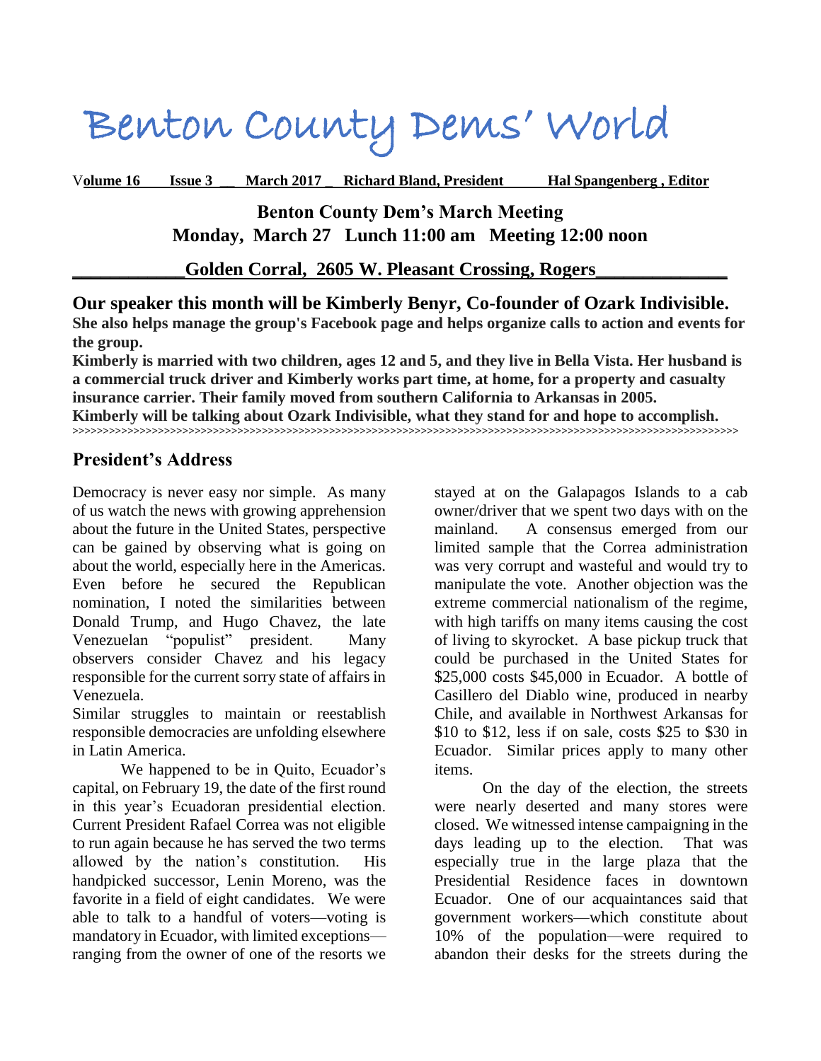# Benton County Dems' World

**Volume 16 Issue 3 March 2017 Richard Bland, President Hal Spangenberg , Editor**

**Benton County Dem's March Meeting**

**Monday, March 27 Lunch 11:00 am Meeting 12:00 noon**

**Golden Corral, 2605 W. Pleasant Crossing, Rogers**

**Our speaker this month will be Kimberly Benyr, Co-founder of Ozark Indivisible.**

**She also helps manage the group's Facebook page and helps organize calls to action and events for the group.**

**Kimberly is married with two children, ages 12 and 5, and they live in Bella Vista. Her husband is a commercial truck driver and Kimberly works part time, at home, for a property and casualty insurance carrier. Their family moved from southern California to Arkansas in 2005.**

**Kimberly will be talking about Ozark Indivisible, what they stand for and hope to accomplish.**

>>>>>>>>>>>>>>>>>>>>>>>>>>>>>>>>>>>>>>>>>>>>>>>>>>>>>>>>>>>>>>>>>>>>>>>>>>>>>>>>>>>>>>>>>>>>>>>>>>>>>>>>>>>>>>>>>>>>>

## President's Address

Democracy is never easy nor simple. As many of us watch the news with growing apprehension about the future in the United States, perspective can be gained by observing what is going on about the world, especially here in the Americas. Even before he secured the Republican nomination, I noted the similarities between Donald Trump, and Hugo Chavez, the late Venezuelan "populist" president. Many observers consider Chavez and his legacy responsible for the current sorry state of affairs in Venezuela.

Similar struggles to maintain or reestablish responsible democracies are unfolding elsewhere in Latin America.

We happened to be in Quito, Ecuador's capital, on February 19, the date of the first round in this year's Ecuadoran presidential election. Current President Rafael Correa was not eligible to run again because he has served the two terms allowed by the nation's constitution. His handpicked successor, Lenin Moreno, was the favorite in a field of eight candidates. We were able to talk to a handful of voters—voting is mandatory in Ecuador, with limited exceptions—ranging from the owner of one of the resorts we stayed at on the Galapagos Islands to a cab owner/driver that we spent two days with on the mainland. A consensus emerged from our limited sample that the Correa administration was very corrupt and wasteful and would try to manipulate the vote. Another objection was the extreme commercial nationalism of the regime, with high tariffs on many items causing the cost of living to skyrocket. A base pickup truck that could be purchased in the United States for $25,000 costs $45,000 in Ecuador. A bottle of Casillero del Diablo wine, produced in nearby Chile, and available in Northwest Arkansas for $10 to $12, less if on sale, costs $25 to $30 in Ecuador. Similar prices apply to many other items.

On the day of the election, the streets were nearly deserted and many stores were closed. We witnessed intense campaigning in the days leading up to the election. That was especially true in the large plaza that the Presidential Residence faces in downtown Ecuador. One of our acquaintances said that government workers—which constitute about 10% of the population—were required to abandon their desks for the streets during the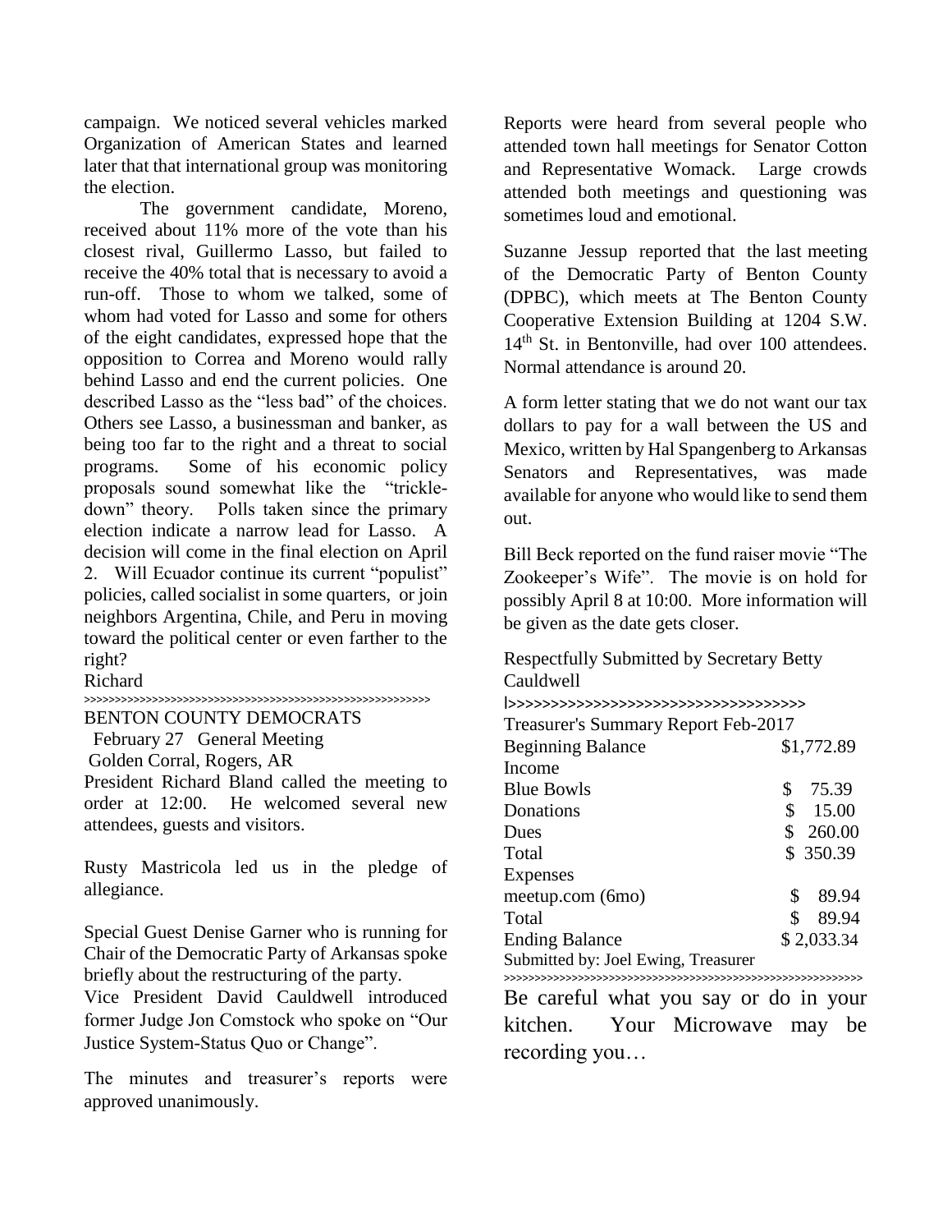campaign. We noticed several vehicles marked Organization of American States and learned later that that international group was monitoring the election.

The government candidate, Moreno, received about 11% more of the vote than his closest rival, Guillermo Lasso, but failed to receive the 40% total that is necessary to avoid a run-off. Those to whom we talked, some of whom had voted for Lasso and some for others of the eight candidates, expressed hope that the opposition to Correa and Moreno would rally behind Lasso and end the current policies. One described Lasso as the "less bad" of the choices. Others see Lasso, a businessman and banker, as being too far to the right and a threat to social programs. Some of his economic policy proposals sound somewhat like the "trickle-down" theory. Polls taken since the primary election indicate a narrow lead for Lasso. A decision will come in the final election on April 2. Will Ecuador continue its current "populist" policies, called socialist in some quarters, or join neighbors Argentina, Chile, and Peru in moving toward the political center or even farther to the right?

Richard

>>>>>>>>>>>>>>>>>>>>>>>>>>>>>>>>>>>>>>>>>>>>>>>>>>>>>>>>>>

BENTON COUNTY DEMOCRATS
February 27 General Meeting
Golden Corral, Rogers, AR

President Richard Bland called the meeting to order at 12:00. He welcomed several new attendees, guests and visitors.

Rusty Mastricola led us in the pledge of allegiance.

Special Guest Denise Garner who is running for Chair of the Democratic Party of Arkansas spoke briefly about the restructuring of the party.

Vice President David Cauldwell introduced former Judge Jon Comstock who spoke on "Our Justice System-Status Quo or Change".

The minutes and treasurer's reports were approved unanimously.

Reports were heard from several people who attended town hall meetings for Senator Cotton and Representative Womack. Large crowds attended both meetings and questioning was sometimes loud and emotional.

Suzanne Jessup reported that the last meeting of the Democratic Party of Benton County (DPBC), which meets at The Benton County Cooperative Extension Building at 1204 S.W. 14th St. in Bentonville, had over 100 attendees. Normal attendance is around 20.

A form letter stating that we do not want our tax dollars to pay for a wall between the US and Mexico, written by Hal Spangenberg to Arkansas Senators and Representatives, was made available for anyone who would like to send them out.

Bill Beck reported on the fund raiser movie "The Zookeeper's Wife". The movie is on hold for possibly April 8 at 10:00. More information will be given as the date gets closer.

Respectfully Submitted by Secretary Betty Cauldwell

|>>>>>>>>>>>>>>>>>>>>>>>>>>>>>>>>>>>

Treasurer's Summary Report Feb-2017

| | |
|---|---|
| Beginning Balance | $1,772.89 |
| Income | |
| Blue Bowls | $ 75.39 |
| Donations | $ 15.00 |
| Dues | $ 260.00 |
| Total | $ 350.39 |
| Expenses | |
| meetup.com (6mo) | $ 89.94 |
| Total | $ 89.94 |
| Ending Balance | $ 2,033.34 |

Submitted by: Joel Ewing, Treasurer

>>>>>>>>>>>>>>>>>>>>>>>>>>>>>>>>>>>>>>>>>>>>>>>>>>>>>>>>>>

Be careful what you say or do in your kitchen. Your Microwave may be recording you…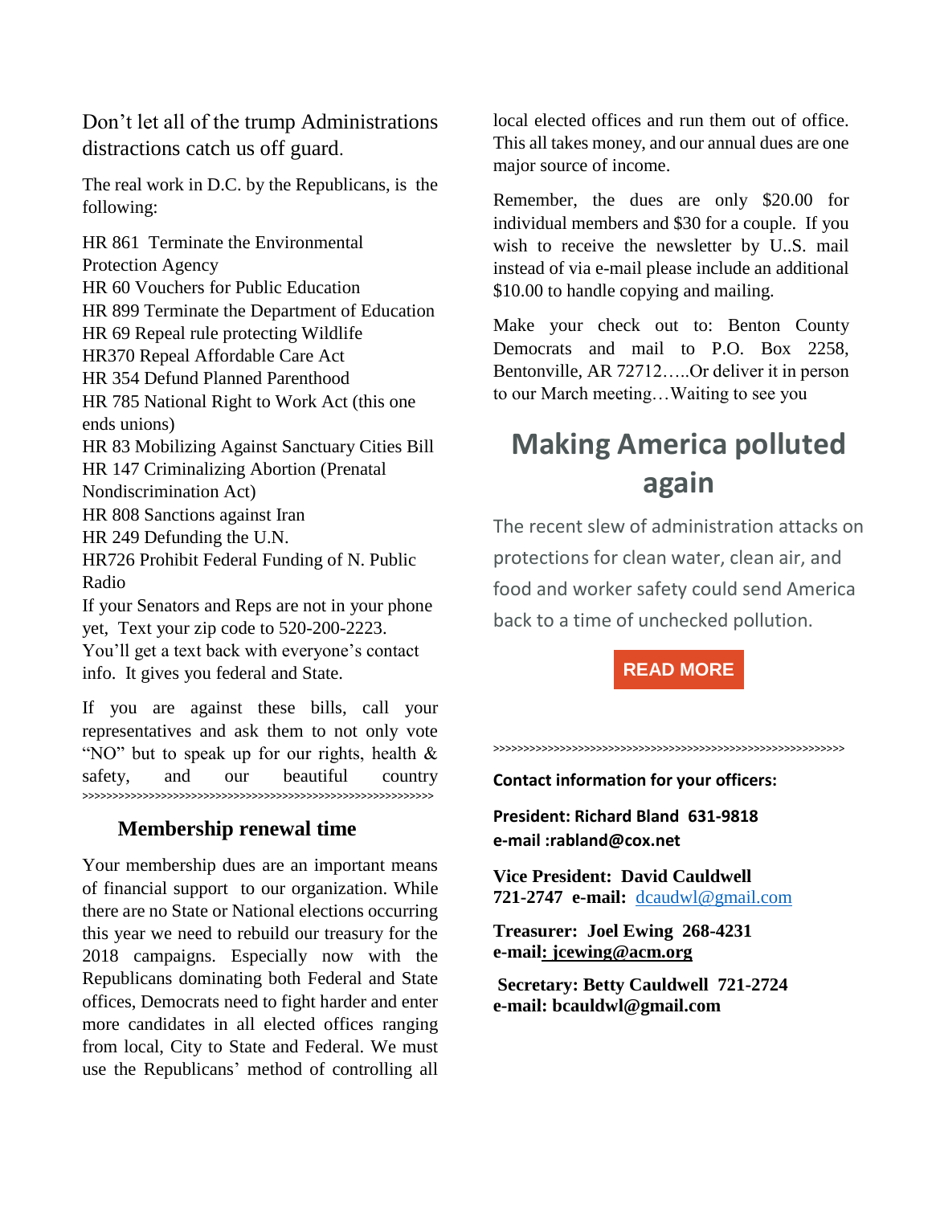Don't let all of the trump Administrations distractions catch us off guard.

The real work in D.C. by the Republicans, is the following:

HR 861 Terminate the Environmental Protection Agency
HR 60 Vouchers for Public Education
HR 899 Terminate the Department of Education
HR 69 Repeal rule protecting Wildlife
HR370 Repeal Affordable Care Act
HR 354 Defund Planned Parenthood
HR 785 National Right to Work Act (this one ends unions)
HR 83 Mobilizing Against Sanctuary Cities Bill
HR 147 Criminalizing Abortion (Prenatal Nondiscrimination Act)
HR 808 Sanctions against Iran
HR 249 Defunding the U.N.
HR726 Prohibit Federal Funding of N. Public Radio
If your Senators and Reps are not in your phone yet, Text your zip code to 520-200-2223. You'll get a text back with everyone's contact info. It gives you federal and State.

If you are against these bills, call your representatives and ask them to not only vote "NO" but to speak up for our rights, health & safety, and our beautiful country
>>>>>>>>>>>>>>>>>>>>>>>>>>>>>>>>>>>>>>>>>>>>>>>>>>>>>>>>>>>>

## Membership renewal time

Your membership dues are an important means of financial support to our organization. While there are no State or National elections occurring this year we need to rebuild our treasury for the 2018 campaigns. Especially now with the Republicans dominating both Federal and State offices, Democrats need to fight harder and enter more candidates in all elected offices ranging from local, City to State and Federal. We must use the Republicans' method of controlling all local elected offices and run them out of office. This all takes money, and our annual dues are one major source of income.

Remember, the dues are only $20.00 for individual members and $30 for a couple. If you wish to receive the newsletter by U..S. mail instead of via e-mail please include an additional $10.00 to handle copying and mailing.

Make your check out to: Benton County Democrats and mail to P.O. Box 2258, Bentonville, AR 72712…..Or deliver it in person to our March meeting…Waiting to see you

## Making America polluted again

The recent slew of administration attacks on protections for clean water, clean air, and food and worker safety could send America back to a time of unchecked pollution.

READ MORE

>>>>>>>>>>>>>>>>>>>>>>>>>>>>>>>>>>>>>>>>>>>>>>>>>>>>>>>>>>>>

**Contact information for your officers:**

**President: Richard Bland 631-9818**
**e-mail :rabland@cox.net**

**Vice President: David Cauldwell**
**721-2747 e-mail:** dcaudwl@gmail.com

**Treasurer: Joel Ewing 268-4231**
**e-mail: jcewing@acm.org**

**Secretary: Betty Cauldwell 721-2724**
**e-mail: bcauldwl@gmail.com**